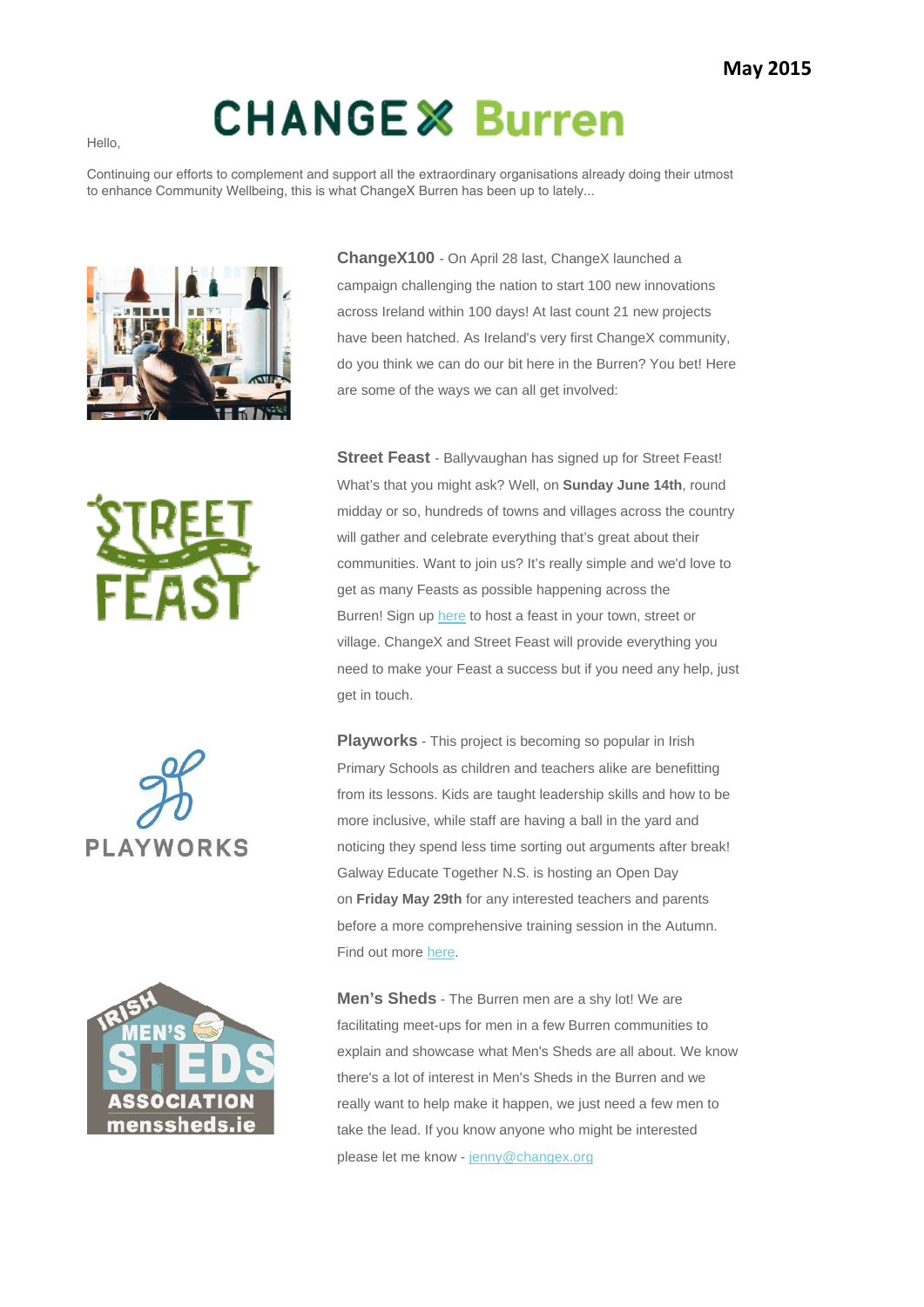May 2015

# CHANGEX Burren

Hello,

Continuing our efforts to complement and support all the extraordinary organisations already doing their utmost to enhance Community Wellbeing, this is what ChangeX Burren has been up to lately...

**ChangeX100** - On April 28 last, ChangeX launched a campaign challenging the nation to start 100 new innovations across Ireland within 100 days! At last count 21 new projects have been hatched. As Ireland's very first ChangeX community, do you think we can do our bit here in the Burren? You bet! Here are some of the ways we can all get involved:

**Street Feast** - Ballyvaughan has signed up for Street Feast! What's that you might ask? Well, on **Sunday June 14th**, round midday or so, hundreds of towns and villages across the country will gather and celebrate everything that's great about their communities. Want to join us? It's really simple and we'd love to get as many Feasts as possible happening across the Burren! Sign up here to host a feast in your town, street or village. ChangeX and Street Feast will provide everything you need to make your Feast a success but if you need any help, just get in touch.

**Playworks** - This project is becoming so popular in Irish Primary Schools as children and teachers alike are benefitting from its lessons. Kids are taught leadership skills and how to be more inclusive, while staff are having a ball in the yard and noticing they spend less time sorting out arguments after break! Galway Educate Together N.S. is hosting an Open Day on **Friday May 29th** for any interested teachers and parents before a more comprehensive training session in the Autumn. Find out more here.

**Men's Sheds** - The Burren men are a shy lot! We are facilitating meet-ups for men in a few Burren communities to explain and showcase what Men's Sheds are all about. We know there's a lot of interest in Men's Sheds in the Burren and we really want to help make it happen, we just need a few men to take the lead. If you know anyone who might be interested please let me know - jenny@changex.org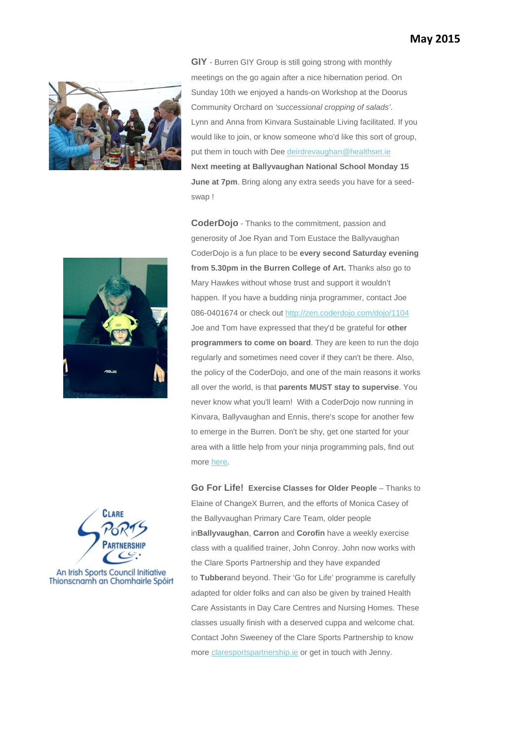**GIY** - Burren GIY Group is still going strong with monthly meetings on the go again after a nice hibernation period. On Sunday 10th we enjoyed a hands-on Workshop at the Doorus Community Orchard on *'successional cropping of salads'*. Lynn and Anna from Kinvara Sustainable Living facilitated. If you would like to join, or know someone who'd like this sort of group, put them in touch with Dee deirdrevaughan@healthset.ie **Next meeting at Ballyvaughan National School Monday 15 June at 7pm**. Bring along any extra seeds you have for a seed-swap !

**CoderDojo** - Thanks to the commitment, passion and generosity of Joe Ryan and Tom Eustace the Ballyvaughan CoderDojo is a fun place to be **every second Saturday evening from 5.30pm in the Burren College of Art.** Thanks also go to Mary Hawkes without whose trust and support it wouldn't happen. If you have a budding ninja programmer, contact Joe 086-0401674 or check out http://zen.coderdojo.com/dojo/1104 Joe and Tom have expressed that they'd be grateful for **other programmers to come on board**. They are keen to run the dojo regularly and sometimes need cover if they can't be there. Also, the policy of the CoderDojo, and one of the main reasons it works all over the world, is that **parents MUST stay to supervise**. You never know what you'll learn! With a CoderDojo now running in Kinvara, Ballyvaughan and Ennis, there's scope for another few to emerge in the Burren. Don't be shy, get one started for your area with a little help from your ninja programming pals, find out more here.

Clare Sports Partnership
An Irish Sports Council Initiative
Thionscnamh an Chomhairle Spóirt

**Go For Life! Exercise Classes for Older People** – Thanks to Elaine of ChangeX Burren, and the efforts of Monica Casey of the Ballyvaughan Primary Care Team, older people in**Ballyvaughan**, **Carron** and **Corofin** have a weekly exercise class with a qualified trainer, John Conroy. John now works with the Clare Sports Partnership and they have expanded to **Tubber**and beyond. Their 'Go for Life' programme is carefully adapted for older folks and can also be given by trained Health Care Assistants in Day Care Centres and Nursing Homes. These classes usually finish with a deserved cuppa and welcome chat. Contact John Sweeney of the Clare Sports Partnership to know more claresportspartnership.ie or get in touch with Jenny.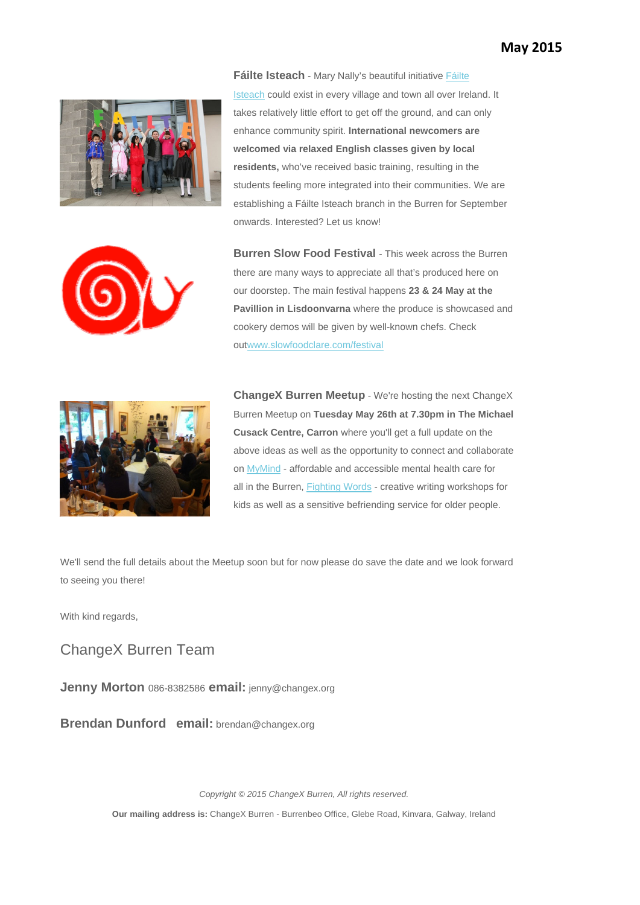May 2015

**Fáilte Isteach** - Mary Nally's beautiful initiative Fáilte Isteach could exist in every village and town all over Ireland. It takes relatively little effort to get off the ground, and can only enhance community spirit. **International newcomers are welcomed via relaxed English classes given by local residents,** who've received basic training, resulting in the students feeling more integrated into their communities. We are establishing a Fáilte Isteach branch in the Burren for September onwards. Interested? Let us know!

**Burren Slow Food Festival** - This week across the Burren there are many ways to appreciate all that's produced here on our doorstep. The main festival happens **23 & 24 May at the Pavillion in Lisdoonvarna** where the produce is showcased and cookery demos will be given by well-known chefs. Check outwww.slowfoodclare.com/festival

**ChangeX Burren Meetup** - We're hosting the next ChangeX Burren Meetup on **Tuesday May 26th at 7.30pm in The Michael Cusack Centre, Carron** where you'll get a full update on the above ideas as well as the opportunity to connect and collaborate on MyMind - affordable and accessible mental health care for all in the Burren, Fighting Words - creative writing workshops for kids as well as a sensitive befriending service for older people.

We'll send the full details about the Meetup soon but for now please do save the date and we look forward to seeing you there!

With kind regards,

ChangeX Burren Team

**Jenny Morton** 086-8382586 **email:** jenny@changex.org

**Brendan Dunford** **email:** brendan@changex.org

*Copyright © 2015 ChangeX Burren, All rights reserved.*

**Our mailing address is:** ChangeX Burren - Burrenbeo Office, Glebe Road, Kinvara, Galway, Ireland